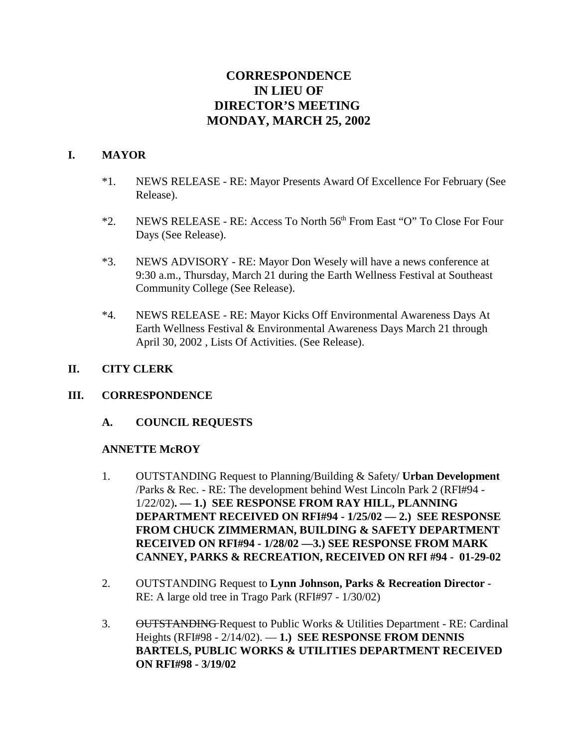# CORRESPONDENCE
# IN LIEU OF
# DIRECTOR'S MEETING
# MONDAY, MARCH 25, 2002

## I. MAYOR

*1. NEWS RELEASE - RE: Mayor Presents Award Of Excellence For February (See Release).

*2. NEWS RELEASE - RE: Access To North 56th From East "O" To Close For Four Days (See Release).

*3. NEWS ADVISORY - RE: Mayor Don Wesely will have a news conference at 9:30 a.m., Thursday, March 21 during the Earth Wellness Festival at Southeast Community College (See Release).

*4. NEWS RELEASE - RE: Mayor Kicks Off Environmental Awareness Days At Earth Wellness Festival & Environmental Awareness Days March 21 through April 30, 2002 , Lists Of Activities. (See Release).

## II. CITY CLERK

## III. CORRESPONDENCE

### A. COUNCIL REQUESTS

**ANNETTE McROY**

1. OUTSTANDING Request to Planning/Building & Safety/ **Urban Development** /Parks & Rec. - RE: The development behind West Lincoln Park 2 (RFI#94 - 1/22/02)**. — 1.) SEE RESPONSE FROM RAY HILL, PLANNING DEPARTMENT RECEIVED ON RFI#94 - 1/25/02 — 2.) SEE RESPONSE FROM CHUCK ZIMMERMAN, BUILDING & SAFETY DEPARTMENT RECEIVED ON RFI#94 - 1/28/02 —3.) SEE RESPONSE FROM MARK CANNEY, PARKS & RECREATION, RECEIVED ON RFI #94 - 01-29-02**

2. OUTSTANDING Request to **Lynn Johnson, Parks & Recreation Director** - RE: A large old tree in Trago Park (RFI#97 - 1/30/02)

3. ~~OUTSTANDING~~ Request to Public Works & Utilities Department - RE: Cardinal Heights (RFI#98 - 2/14/02). — **1.) SEE RESPONSE FROM DENNIS BARTELS, PUBLIC WORKS & UTILITIES DEPARTMENT RECEIVED ON RFI#98 - 3/19/02**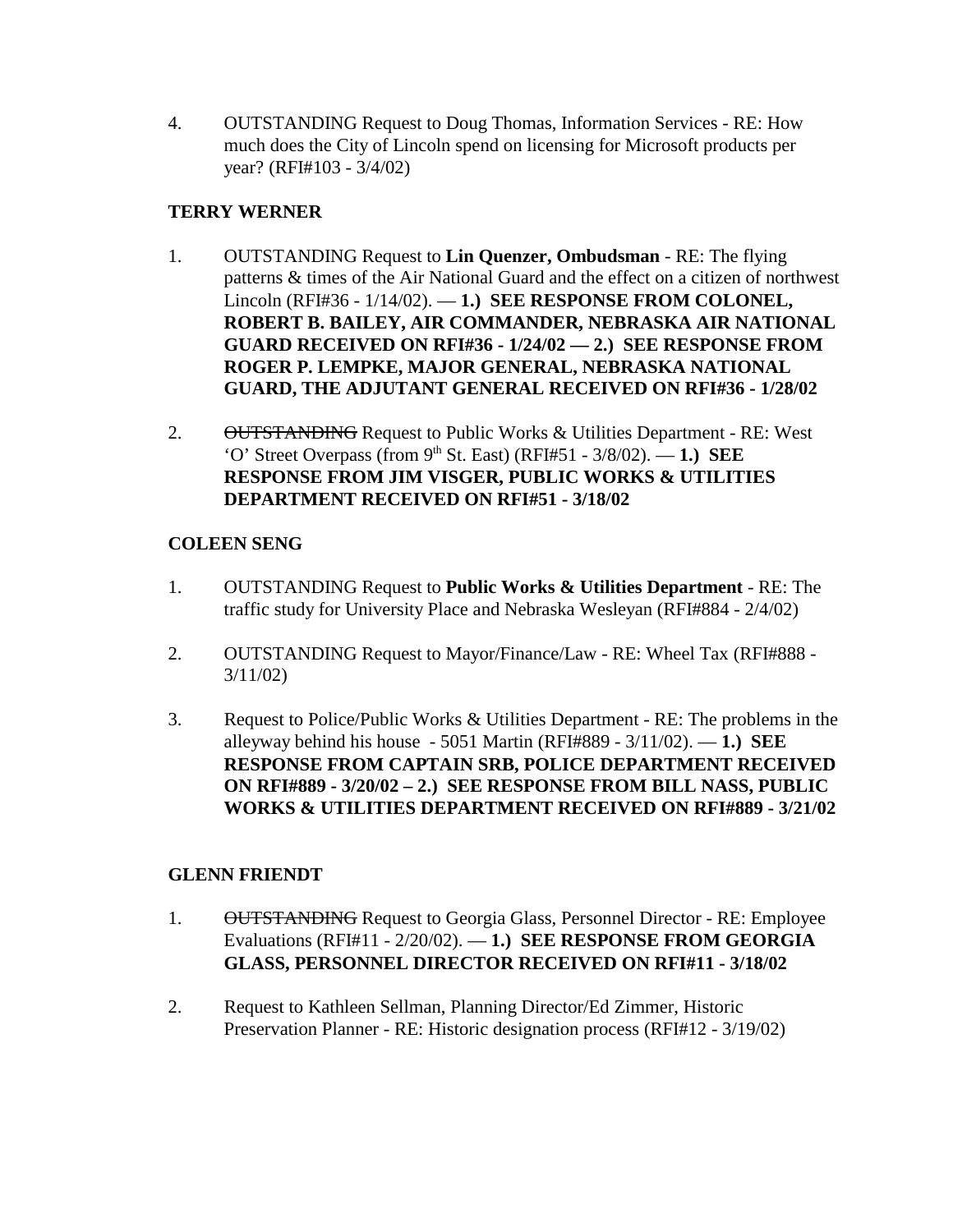4. OUTSTANDING Request to Doug Thomas, Information Services - RE: How much does the City of Lincoln spend on licensing for Microsoft products per year? (RFI#103 - 3/4/02)

**TERRY WERNER**

1. OUTSTANDING Request to **Lin Quenzer, Ombudsman** - RE: The flying patterns & times of the Air National Guard and the effect on a citizen of northwest Lincoln (RFI#36 - 1/14/02). — **1.) SEE RESPONSE FROM COLONEL, ROBERT B. BAILEY, AIR COMMANDER, NEBRASKA AIR NATIONAL GUARD RECEIVED ON RFI#36 - 1/24/02 — 2.) SEE RESPONSE FROM ROGER P. LEMPKE, MAJOR GENERAL, NEBRASKA NATIONAL GUARD, THE ADJUTANT GENERAL RECEIVED ON RFI#36 - 1/28/02**

2. ~~OUTSTANDING~~ Request to Public Works & Utilities Department - RE: West 'O' Street Overpass (from 9th St. East) (RFI#51 - 3/8/02). — **1.) SEE RESPONSE FROM JIM VISGER, PUBLIC WORKS & UTILITIES DEPARTMENT RECEIVED ON RFI#51 - 3/18/02**

**COLEEN SENG**

1. OUTSTANDING Request to **Public Works & Utilities Department** - RE: The traffic study for University Place and Nebraska Wesleyan (RFI#884 - 2/4/02)

2. OUTSTANDING Request to Mayor/Finance/Law - RE: Wheel Tax (RFI#888 - 3/11/02)

3. Request to Police/Public Works & Utilities Department - RE: The problems in the alleyway behind his house - 5051 Martin (RFI#889 - 3/11/02). — **1.) SEE RESPONSE FROM CAPTAIN SRB, POLICE DEPARTMENT RECEIVED ON RFI#889 - 3/20/02 – 2.) SEE RESPONSE FROM BILL NASS, PUBLIC WORKS & UTILITIES DEPARTMENT RECEIVED ON RFI#889 - 3/21/02**

**GLENN FRIENDT**

1. ~~OUTSTANDING~~ Request to Georgia Glass, Personnel Director - RE: Employee Evaluations (RFI#11 - 2/20/02). — **1.) SEE RESPONSE FROM GEORGIA GLASS, PERSONNEL DIRECTOR RECEIVED ON RFI#11 - 3/18/02**

2. Request to Kathleen Sellman, Planning Director/Ed Zimmer, Historic Preservation Planner - RE: Historic designation process (RFI#12 - 3/19/02)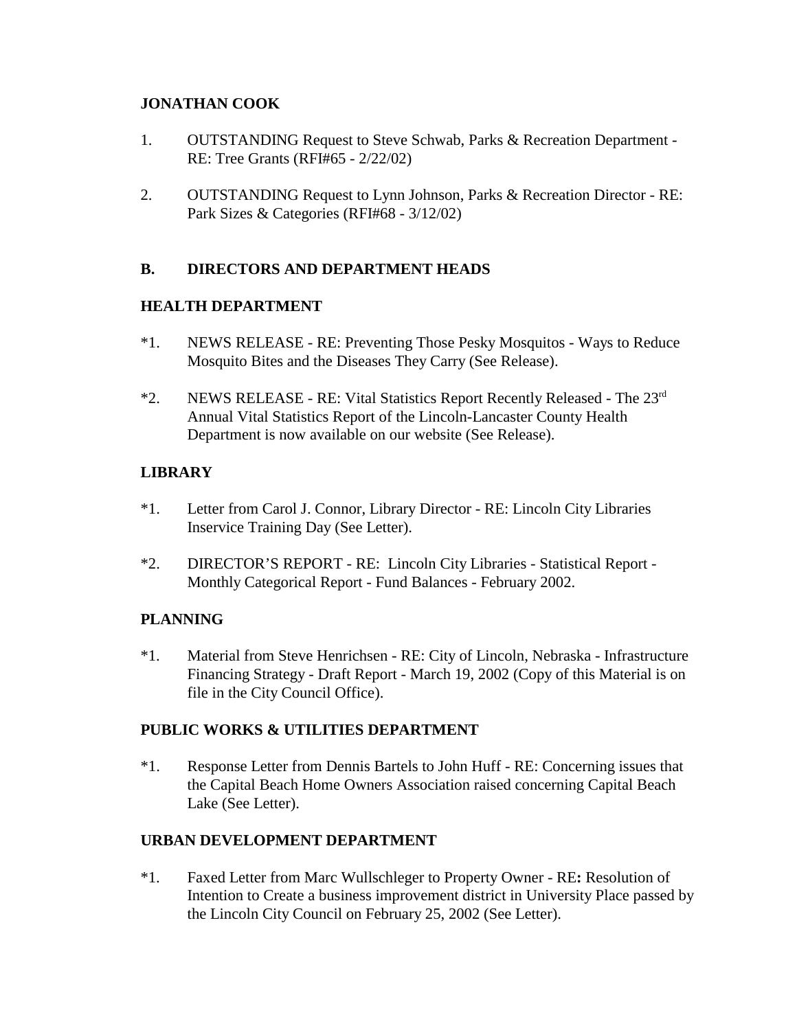**JONATHAN COOK**

1. OUTSTANDING Request to Steve Schwab, Parks & Recreation Department - RE: Tree Grants (RFI#65 - 2/22/02)

2. OUTSTANDING Request to Lynn Johnson, Parks & Recreation Director - RE: Park Sizes & Categories (RFI#68 - 3/12/02)

## B. DIRECTORS AND DEPARTMENT HEADS

**HEALTH DEPARTMENT**

*1. NEWS RELEASE - RE: Preventing Those Pesky Mosquitos - Ways to Reduce Mosquito Bites and the Diseases They Carry (See Release).

*2. NEWS RELEASE - RE: Vital Statistics Report Recently Released - The 23rd Annual Vital Statistics Report of the Lincoln-Lancaster County Health Department is now available on our website (See Release).

**LIBRARY**

*1. Letter from Carol J. Connor, Library Director - RE: Lincoln City Libraries Inservice Training Day (See Letter).

*2. DIRECTOR'S REPORT - RE: Lincoln City Libraries - Statistical Report - Monthly Categorical Report - Fund Balances - February 2002.

**PLANNING**

*1. Material from Steve Henrichsen - RE: City of Lincoln, Nebraska - Infrastructure Financing Strategy - Draft Report - March 19, 2002 (Copy of this Material is on file in the City Council Office).

**PUBLIC WORKS & UTILITIES DEPARTMENT**

*1. Response Letter from Dennis Bartels to John Huff - RE: Concerning issues that the Capital Beach Home Owners Association raised concerning Capital Beach Lake (See Letter).

**URBAN DEVELOPMENT DEPARTMENT**

*1. Faxed Letter from Marc Wullschleger to Property Owner - RE**:** Resolution of Intention to Create a business improvement district in University Place passed by the Lincoln City Council on February 25, 2002 (See Letter).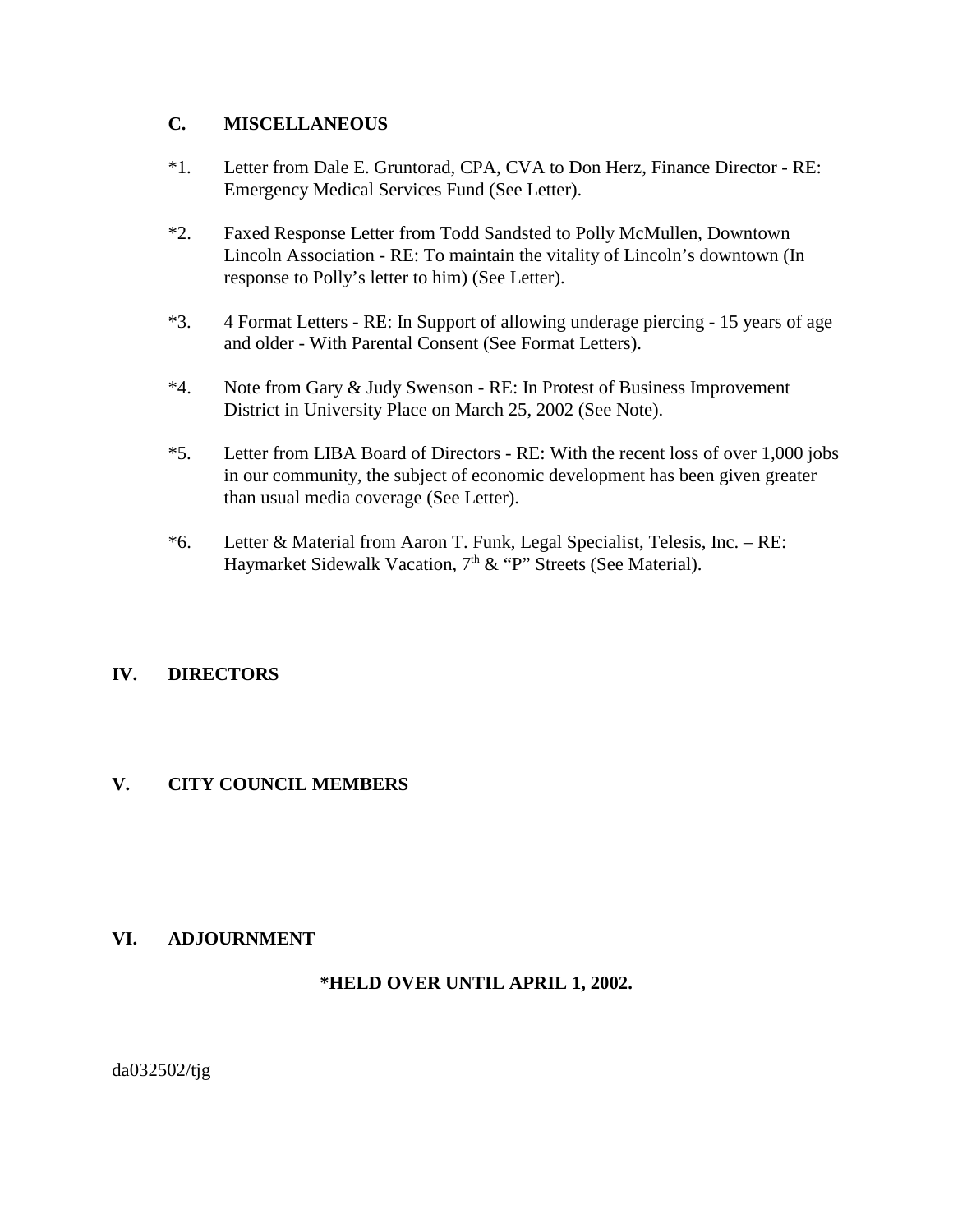### C. MISCELLANEOUS

*1. Letter from Dale E. Gruntorad, CPA, CVA to Don Herz, Finance Director - RE: Emergency Medical Services Fund (See Letter).

*2. Faxed Response Letter from Todd Sandsted to Polly McMullen, Downtown Lincoln Association - RE: To maintain the vitality of Lincoln's downtown (In response to Polly's letter to him) (See Letter).

*3. 4 Format Letters - RE: In Support of allowing underage piercing - 15 years of age and older - With Parental Consent (See Format Letters).

*4. Note from Gary & Judy Swenson - RE: In Protest of Business Improvement District in University Place on March 25, 2002 (See Note).

*5. Letter from LIBA Board of Directors - RE: With the recent loss of over 1,000 jobs in our community, the subject of economic development has been given greater than usual media coverage (See Letter).

*6. Letter & Material from Aaron T. Funk, Legal Specialist, Telesis, Inc. – RE: Haymarket Sidewalk Vacation, 7th & "P" Streets (See Material).

## IV. DIRECTORS

## V. CITY COUNCIL MEMBERS

## VI. ADJOURNMENT

**\*HELD OVER UNTIL APRIL 1, 2002.**

da032502/tjg